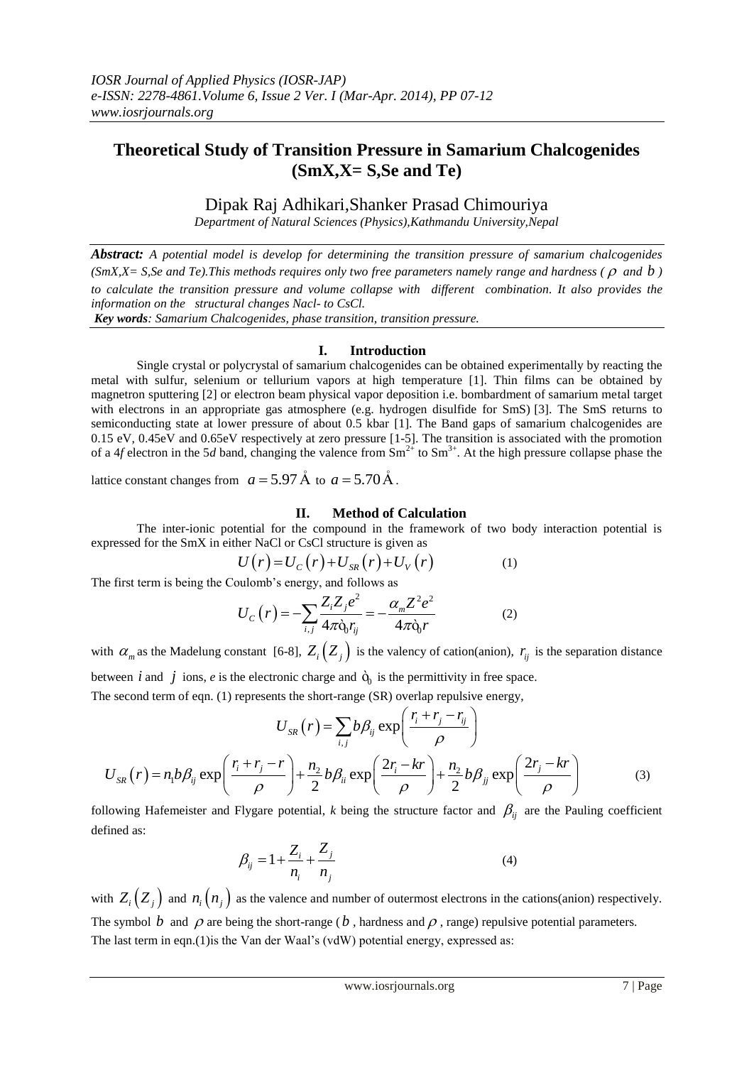# Theoretical Study of Transition Pressure in Samarium Chalcogenides (SmX,X= S,Se and Te)

Dipak Raj Adhikari,Shanker Prasad Chimouriya

*Department of Natural Sciences (Physics),Kathmandu University,Nepal*

***Abstract:*** *A potential model is develop for determining the transition pressure of samarium chalcogenides (SmX,X= S,Se and Te).This methods requires only two free parameters namely range and hardness ( $\rho$ and $b$ ) to calculate the transition pressure and volume collapse with different combination. It also provides the information on the structural changes Nacl- to CsCl.*

***Key words****: Samarium Chalcogenides, phase transition, transition pressure.*

## I. Introduction

Single crystal or polycrystal of samarium chalcogenides can be obtained experimentally by reacting the metal with sulfur, selenium or tellurium vapors at high temperature [1]. Thin films can be obtained by magnetron sputtering [2] or electron beam physical vapor deposition i.e. bombardment of samarium metal target with electrons in an appropriate gas atmosphere (e.g. hydrogen disulfide for SmS) [3]. The SmS returns to semiconducting state at lower pressure of about 0.5 kbar [1]. The Band gaps of samarium chalcogenides are 0.15 eV, 0.45eV and 0.65eV respectively at zero pressure [1-5]. The transition is associated with the promotion of a 4*f* electron in the 5*d* band, changing the valence from $Sm^{2+}$ to $Sm^{3+}$. At the high pressure collapse phase the lattice constant changes from $a = 5.97\,\text{Å}$ to $a = 5.70\,\text{Å}$.

## II. Method of Calculation

The inter-ionic potential for the compound in the framework of two body interaction potential is expressed for the SmX in either NaCl or CsCl structure is given as

$$U(r) = U_C(r) + U_{SR}(r) + U_V(r) \qquad (1)$$

The first term is being the Coulomb's energy, and follows as

$$U_C(r) = -\sum_{i,j} \frac{Z_i Z_j e^2}{4\pi\epsilon_0 r_{ij}} = -\frac{\alpha_m Z^2 e^2}{4\pi\epsilon_0 r} \qquad (2)$$

with $\alpha_m$ as the Madelung constant [6-8], $Z_i(Z_j)$ is the valency of cation(anion), $r_{ij}$ is the separation distance between $i$ and $j$ ions, *e* is the electronic charge and $\epsilon_0$ is the permittivity in free space.

The second term of eqn. (1) represents the short-range (SR) overlap repulsive energy,

$$U_{SR}(r) = \sum_{i,j} b\beta_{ij} \exp\left(\frac{r_i + r_j - r_{ij}}{\rho}\right)$$

$$U_{SR}(r) = n_1 b\beta_{ij} \exp\left(\frac{r_i + r_j - r}{\rho}\right) + \frac{n_2}{2} b\beta_{ii} \exp\left(\frac{2r_i - kr}{\rho}\right) + \frac{n_2}{2} b\beta_{jj} \exp\left(\frac{2r_j - kr}{\rho}\right) \qquad (3)$$

following Hafemeister and Flygare potential, *k* being the structure factor and $\beta_{ij}$ are the Pauling coefficient defined as:

$$\beta_{ij} = 1 + \frac{Z_i}{n_i} + \frac{Z_j}{n_j} \qquad (4)$$

with $Z_i(Z_j)$ and $n_i(n_j)$ as the valence and number of outermost electrons in the cations(anion) respectively. The symbol $b$ and $\rho$ are being the short-range ($b$ , hardness and $\rho$ , range) repulsive potential parameters.

The last term in eqn.(1)is the Van der Waal's (vdW) potential energy, expressed as: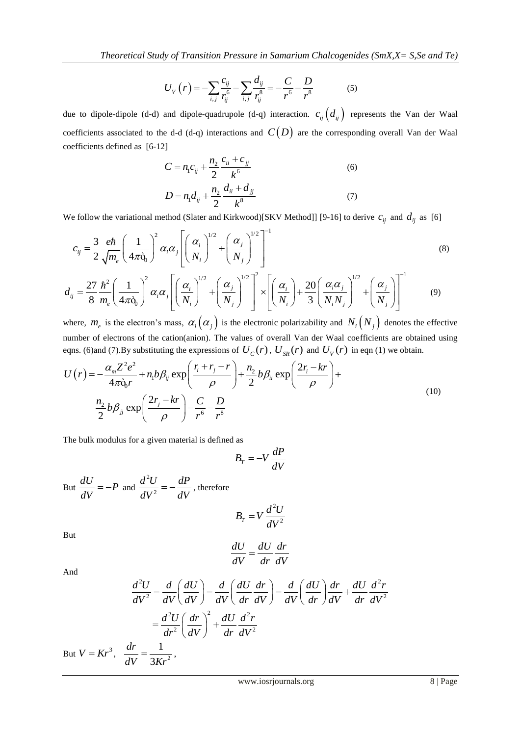$$U_V(r) = -\sum_{i,j}\frac{c_{ij}}{r_{ij}^6} - \sum_{i,j}\frac{d_{ij}}{r_{ij}^8} = -\frac{C}{r^6} - \frac{D}{r^8} \qquad (5)$$

due to dipole-dipole (d-d) and dipole-quadrupole (d-q) interaction. $c_{ij}(d_{ij})$ represents the Van der Waal coefficients associated to the d-d (d-q) interactions and $C(D)$ are the corresponding overall Van der Waal coefficients defined as [6-12]

$$C = n_1 c_{ij} + \frac{n_2}{2}\frac{c_{ii} + c_{jj}}{k^6} \qquad (6)$$

$$D = n_1 d_{ij} + \frac{n_2}{2}\frac{d_{ii} + d_{jj}}{k^8} \qquad (7)$$

We follow the variational method (Slater and Kirkwood)[SKV Method]] [9-16] to derive $c_{ij}$ and $d_{ij}$ as [6]

$$c_{ij} = \frac{3}{2}\frac{e\hbar}{\sqrt{m_e}}\left(\frac{1}{4\pi\epsilon_0}\right)^2 \alpha_i \alpha_j \left[\left(\frac{\alpha_i}{N_i}\right)^{1/2} + \left(\frac{\alpha_j}{N_j}\right)^{1/2}\right]^{-1} \qquad (8)$$

$$d_{ij} = \frac{27}{8}\frac{\hbar^2}{m_e}\left(\frac{1}{4\pi\epsilon_0}\right)^2 \alpha_i \alpha_j \left[\left(\frac{\alpha_i}{N_i}\right)^{1/2} + \left(\frac{\alpha_j}{N_j}\right)^{1/2}\right]^2 \times \left[\left(\frac{\alpha_i}{N_i}\right) + \frac{20}{3}\left(\frac{\alpha_i \alpha_j}{N_i N_j}\right)^{1/2} + \left(\frac{\alpha_j}{N_j}\right)\right]^{-1} \qquad (9)$$

where, $m_e$ is the electron's mass, $\alpha_i(\alpha_j)$ is the electronic polarizability and $N_i(N_j)$ denotes the effective number of electrons of the cation(anion). The values of overall Van der Waal coefficients are obtained using eqns. (6)and (7).By substituting the expressions of $U_C(r)$, $U_{SR}(r)$ and $U_V(r)$ in eqn (1) we obtain.

$$U(r) = -\frac{\alpha_m Z^2 e^2}{4\pi\epsilon_0 r} + n_1 b\beta_{ij}\exp\left(\frac{r_i + r_j - r}{\rho}\right) + \frac{n_2}{2}b\beta_{ii}\exp\left(\frac{2r_i - kr}{\rho}\right) + \frac{n_2}{2}b\beta_{jj}\exp\left(\frac{2r_j - kr}{\rho}\right) - \frac{C}{r^6} - \frac{D}{r^8} \qquad (10)$$

The bulk modulus for a given material is defined as

$$B_T = -V\frac{dP}{dV}$$

But $\frac{dU}{dV} = -P$ and $\frac{d^2U}{dV^2} = -\frac{dP}{dV}$, therefore

$$B_T = V\frac{d^2U}{dV^2}$$

But

$$\frac{dU}{dV} = \frac{dU}{dr}\frac{dr}{dV}$$

And

$$\frac{d^2U}{dV^2} = \frac{d}{dV}\left(\frac{dU}{dV}\right) = \frac{d}{dV}\left(\frac{dU}{dr}\frac{dr}{dV}\right) = \frac{d}{dV}\left(\frac{dU}{dr}\right)\frac{dr}{dV} + \frac{dU}{dr}\frac{d^2r}{dV^2}$$

$$= \frac{d^2U}{dr^2}\left(\frac{dr}{dV}\right)^2 + \frac{dU}{dr}\frac{d^2r}{dV^2}$$

But $V = Kr^3$, $\frac{dr}{dV} = \frac{1}{3Kr^2}$,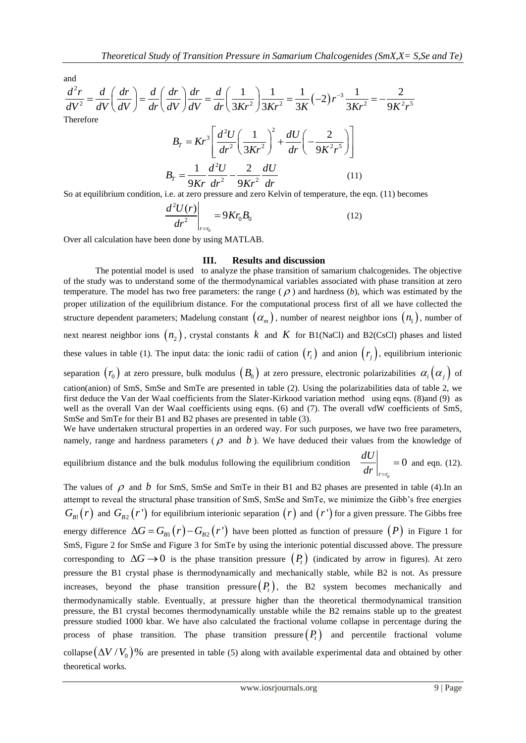and

$$\frac{d^2r}{dV^2} = \frac{d}{dV}\left(\frac{dr}{dV}\right) = \frac{d}{dr}\left(\frac{dr}{dV}\right)\frac{dr}{dV} = \frac{d}{dr}\left(\frac{1}{3Kr^2}\right)\frac{1}{3Kr^2} = \frac{1}{3K}(-2)r^{-3}\frac{1}{3Kr^2} = -\frac{2}{9K^2r^5}$$

Therefore

$$B_T = Kr^3\left[\frac{d^2U}{dr^2}\left(\frac{1}{3Kr^2}\right)^2 + \frac{dU}{dr}\left(-\frac{2}{9K^2r^5}\right)\right]$$

$$B_T = \frac{1}{9Kr}\frac{d^2U}{dr^2} - \frac{2}{9Kr^2}\frac{dU}{dr} \qquad (11)$$

So at equilibrium condition, i.e. at zero pressure and zero Kelvin of temperature, the eqn. (11) becomes

$$\left.\frac{d^2U(r)}{dr^2}\right|_{r=r_0} = 9Kr_0B_0 \qquad (12)$$

Over all calculation have been done by using MATLAB.

## III. Results and discussion

The potential model is used to analyze the phase transition of samarium chalcogenides. The objective of the study was to understand some of the thermodynamical variables associated with phase transition at zero temperature. The model has two free parameters: the range ($\rho$) and hardness (*b*), which was estimated by the proper utilization of the equilibrium distance. For the computational process first of all we have collected the structure dependent parameters; Madelung constant $(\alpha_m)$, number of nearest neighbor ions $(n_1)$, number of next nearest neighbor ions $(n_2)$, crystal constants $k$ and $K$ for B1(NaCl) and B2(CsCl) phases and listed these values in table (1). The input data: the ionic radii of cation $(r_i)$ and anion $(r_j)$, equilibrium interionic separation $(r_0)$ at zero pressure, bulk modulus $(B_0)$ at zero pressure, electronic polarizabilities $\alpha_i(\alpha_j)$ of cation(anion) of SmS, SmSe and SmTe are presented in table (2). Using the polarizabilities data of table 2, we first deduce the Van der Waal coefficients from the Slater-Kirkood variation method using eqns. (8)and (9) as well as the overall Van der Waal coefficients using eqns. (6) and (7). The overall vdW coefficients of SmS, SmSe and SmTe for their B1 and B2 phases are presented in table (3).

We have undertaken structural properties in an ordered way. For such purposes, we have two free parameters, namely, range and hardness parameters ($\rho$ and $b$). We have deduced their values from the knowledge of equilibrium distance and the bulk modulus following the equilibrium condition $\left.\frac{dU}{dr}\right|_{r=r_0} = 0$ and eqn. (12).

The values of $\rho$ and $b$ for SmS, SmSe and SmTe in their B1 and B2 phases are presented in table (4).In an attempt to reveal the structural phase transition of SmS, SmSe and SmTe, we minimize the Gibb's free energies $G_{B1}(r)$ and $G_{B2}(r')$ for equilibrium interionic separation $(r)$ and $(r')$ for a given pressure. The Gibbs free energy difference $\Delta G = G_{B1}(r) - G_{B2}(r')$ have been plotted as function of pressure $(P)$ in Figure 1 for SmS, Figure 2 for SmSe and Figure 3 for SmTe by using the interionic potential discussed above. The pressure corresponding to $\Delta G \to 0$ is the phase transition pressure $(P_t)$ (indicated by arrow in figures). At zero pressure the B1 crystal phase is thermodynamically and mechanically stable, while B2 is not. As pressure increases, beyond the phase transition pressure $(P_t)$, the B2 system becomes mechanically and thermodynamically stable. Eventually, at pressure higher than the theoretical thermodynamical transition pressure, the B1 crystal becomes thermodynamically unstable while the B2 remains stable up to the greatest pressure studied 1000 kbar. We have also calculated the fractional volume collapse in percentage during the process of phase transition. The phase transition pressure $(P_t)$ and percentile fractional volume collapse $(\Delta V/V_0)\%$ are presented in table (5) along with available experimental data and obtained by other theoretical works.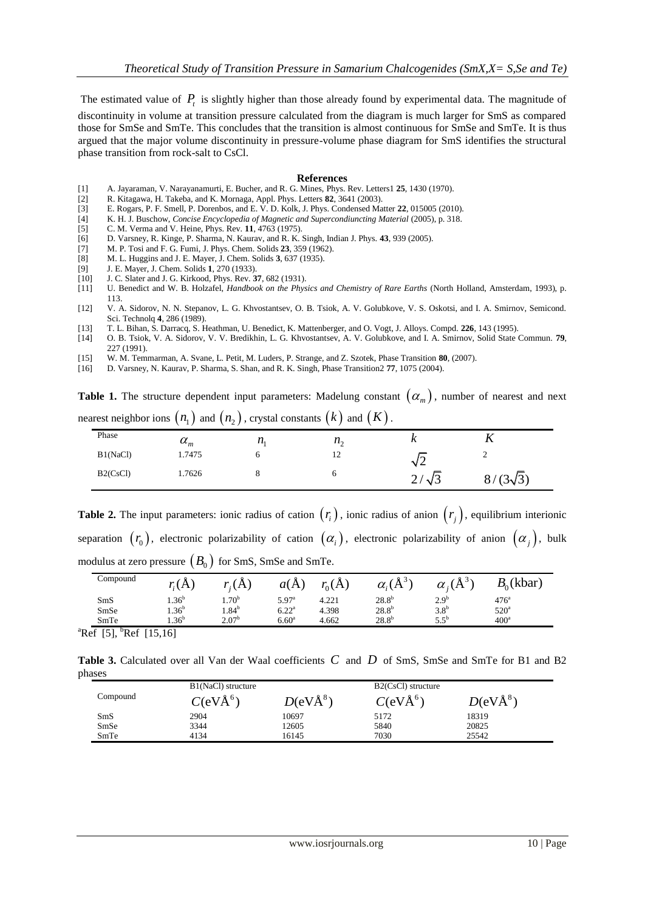The estimated value of $P_t$ is slightly higher than those already found by experimental data. The magnitude of discontinuity in volume at transition pressure calculated from the diagram is much larger for SmS as compared those for SmSe and SmTe. This concludes that the transition is almost continuous for SmSe and SmTe. It is thus argued that the major volume discontinuity in pressure-volume phase diagram for SmS identifies the structural phase transition from rock-salt to CsCl.

## References

[1] A. Jayaraman, V. Narayanamurti, E. Bucher, and R. G. Mines, Phys. Rev. Letters1 **25**, 1430 (1970).
[2] R. Kitagawa, H. Takeba, and K. Mornaga, Appl. Phys. Letters **82**, 3641 (2003).
[3] E. Rogers, P. F. Smell, P. Dorenbos, and E. V. D. Kolk, J. Phys. Condensed Matter **22**, 015005 (2010).
[4] K. H. J. Buschow, *Concise Encyclopedia of Magnetic and Superconduincting Material* (2005), p. 318.
[5] C. M. Verma and V. Heine, Phys. Rev. **11**, 4763 (1975).
[6] D. Varsney, R. Kinge, P. Sharma, N. Kaurav, and R. K. Singh, Indian J. Phys. **43**, 939 (2005).
[7] M. P. Tosi and F. G. Fumi, J. Phys. Chem. Solids **23**, 359 (1962).
[8] M. L. Huggins and J. E. Mayer, J. Chem. Solids **3**, 637 (1935).
[9] J. E. Mayer, J. Chem. Solids **1**, 270 (1933).
[10] J. C. Slater and J. G. Kirkood, Phys. Rev. **37**, 682 (1931).
[11] U. Benedict and W. B. Holzafel, *Handbook on the Physics and Chemistry of Rare Earths* (North Holland, Amsterdam, 1993), p. 113.
[12] V. A. Sidorov, N. N. Stepanov, L. G. Khvostantsev, O. B. Tsiok, A. V. Golubkove, V. S. Oskotsi, and I. A. Smirnov, Semicond. Sci. Technolq **4**, 286 (1989).
[13] T. L. Bihan, S. Darracq, S. Heathman, U. Benedict, K. Mattenberger, and O. Vogt, J. Alloys. Compd. **226**, 143 (1995).
[14] O. B. Tsiok, V. A. Sidorov, V. V. Bredikhin, L. G. Khvostantsev, A. V. Golubkove, and I. A. Smirnov, Solid State Commun. **79**, 227 (1991).
[15] W. M. Temmarman, A. Svane, L. Petit, M. Luders, P. Strange, and Z. Szotek, Phase Transition **80**, (2007).
[16] D. Varsney, N. Kaurav, P. Sharma, S. Shan, and R. K. Singh, Phase Transition2 **77**, 1075 (2004).

**Table 1.** The structure dependent input parameters: Madelung constant $(\alpha_m)$, number of nearest and next nearest neighbor ions $(n_1)$ and $(n_2)$, crystal constants $(k)$ and $(K)$.

| Phase | $\alpha_m$ | $n_1$ | $n_2$ | $k$ | $K$ |
|---|---|---|---|---|---|
| B1(NaCl) | 1.7475 | 6 | 12 | $\sqrt{2}$ | 2 |
| B2(CsCl) | 1.7626 | 8 | 6 | $2/\sqrt{3}$ | $8/(3\sqrt{3})$ |

**Table 2.** The input parameters: ionic radius of cation $(r_i)$, ionic radius of anion $(r_j)$, equilibrium interionic separation $(r_0)$, electronic polarizability of cation $(\alpha_i)$, electronic polarizability of anion $(\alpha_j)$, bulk modulus at zero pressure $(B_0)$ for SmS, SmSe and SmTe.

| Compound | $r_i$(Å) | $r_j$(Å) | $a$(Å) | $r_0$(Å) | $\alpha_i$(Å$^3$) | $\alpha_j$(Å$^3$) | $B_0$(kbar) |
|---|---|---|---|---|---|---|---|
| SmS | 1.36[b] | 1.70[b] | 5.97[a] | 4.221 | 28.8[b] | 2.9[b] | 476[a] |
| SmSe | 1.36[b] | 1.84[b] | 6.22[a] | 4.398 | 28.8[b] | 3.8[b] | 520[a] |
| SmTe | 1.36[b] | 2.07[b] | 6.60[a] | 4.662 | 28.8[b] | 5.5[b] | 400[a] |

[a]Ref [5], [b]Ref [15,16]

**Table 3.** Calculated over all Van der Waal coefficients $C$ and $D$ of SmS, SmSe and SmTe for B1 and B2 phases

| Compound | B1(NaCl) structure | | B2(CsCl) structure | |
|---|---|---|---|---|
| | $C$(eVÅ$^6$) | $D$(eVÅ$^8$) | $C$(eVÅ$^6$) | $D$(eVÅ$^8$) |
| SmS | 2904 | 10697 | 5172 | 18319 |
| SmSe | 3344 | 12605 | 5840 | 20825 |
| SmTe | 4134 | 16145 | 7030 | 25542 |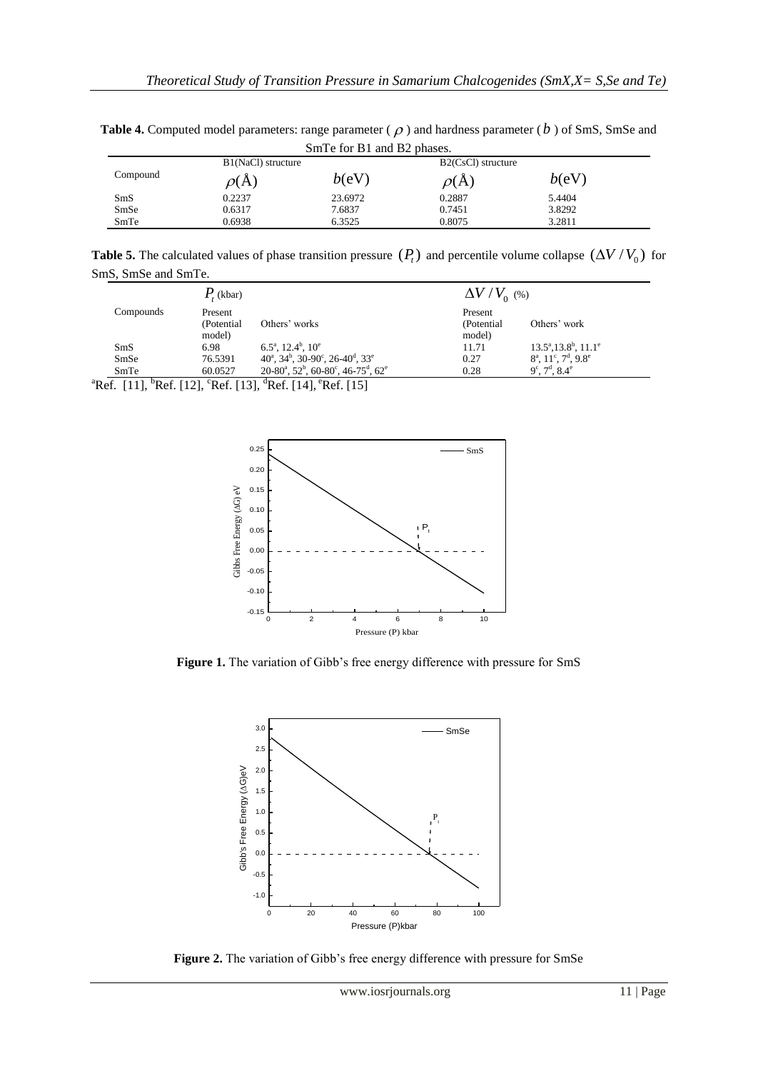**Table 4.** Computed model parameters: range parameter ( $\rho$ ) and hardness parameter ( $b$ ) of SmS, SmSe and SmTe for B1 and B2 phases.

| Compound | B1(NaCl) structure | | B2(CsCl) structure | |
|---|---|---|---|---|
| | $\rho(\text{Å})$ | $b(\text{eV})$ | $\rho(\text{Å})$ | $b(\text{eV})$ |
| SmS | 0.2237 | 23.6972 | 0.2887 | 5.4404 |
| SmSe | 0.6317 | 7.6837 | 0.7451 | 3.8292 |
| SmTe | 0.6938 | 6.3525 | 0.8075 | 3.2811 |

**Table 5.** The calculated values of phase transition pressure $(P_t)$ and percentile volume collapse $(\Delta V / V_0)$ for SmS, SmSe and SmTe.

| Compounds | $P_t$ (kbar) | | $\Delta V / V_0$ (%) | |
|---|---|---|---|---|
| | Present (Potential model) | Others' works | Present (Potential model) | Others' work |
| SmS | 6.98 | 6.5[a], 12.4[b], 10[e] | 11.71 | 13.5[a], 13.8[b], 11.1[e] |
| SmSe | 76.5391 | 40[a], 34[b], 30-90[c], 26-40[d], 33[e] | 0.27 | 8[a], 11[c], 7[d], 9.8[e] |
| SmTe | 60.0527 | 20-80[a], 52[b], 60-80[c], 46-75[d], 62[e] | 0.28 | 9[c], 7[d], 8.4[e] |

[a]Ref. [11], [b]Ref. [12], [c]Ref. [13], [d]Ref. [14], [e]Ref. [15]

**Figure 1.** The variation of Gibb's free energy difference with pressure for SmS

**Figure 2.** The variation of Gibb's free energy difference with pressure for SmSe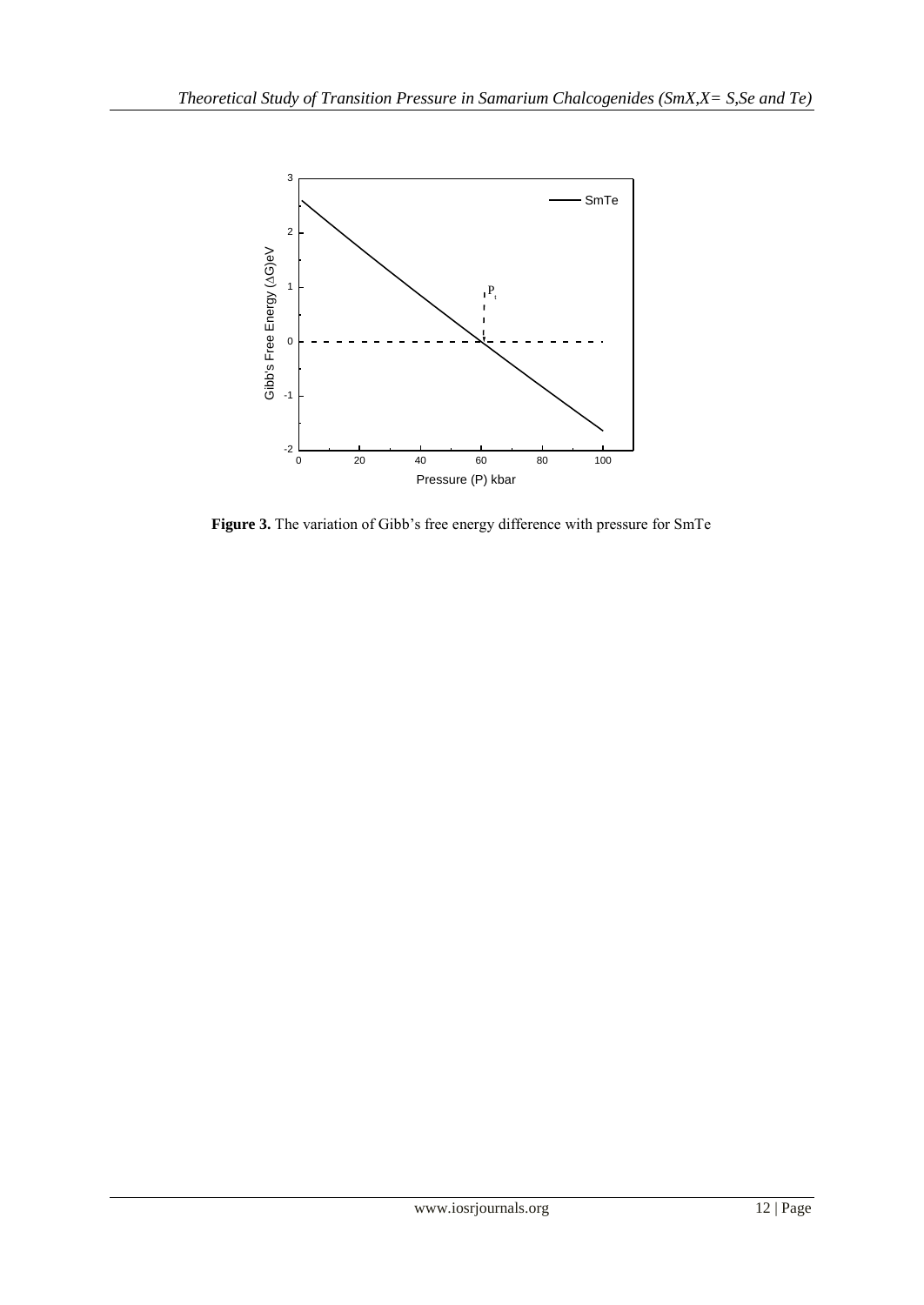3

2

1

0

-1

-2

0 20 40 60 80 100

SmTe

$P_t$

Gibb's Free Energy (ΔG)eV

Pressure (P) kbar

**Figure 3.** The variation of Gibb's free energy difference with pressure for SmTe